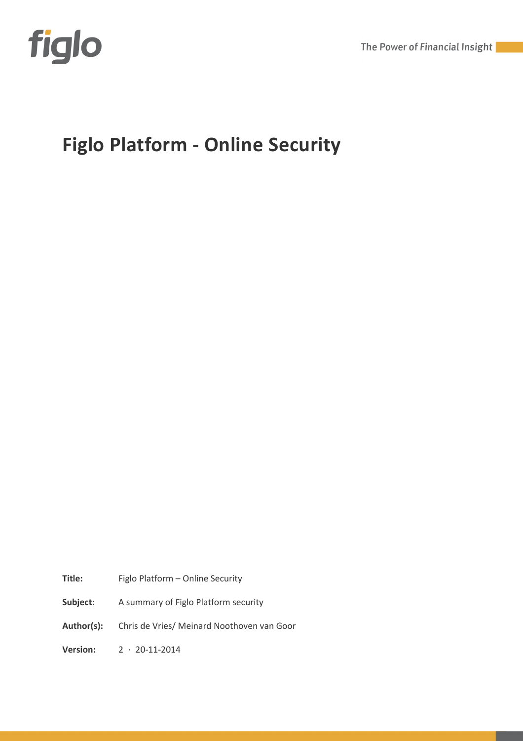# Figlo Platform - Online Security

| | |
|---|---|
| **Title:** | Figlo Platform – Online Security |
| **Subject:** | A summary of Figlo Platform security |
| **Author(s):** | Chris de Vries/ Meinard Noothoven van Goor |
| **Version:** | 2 · 20-11-2014 |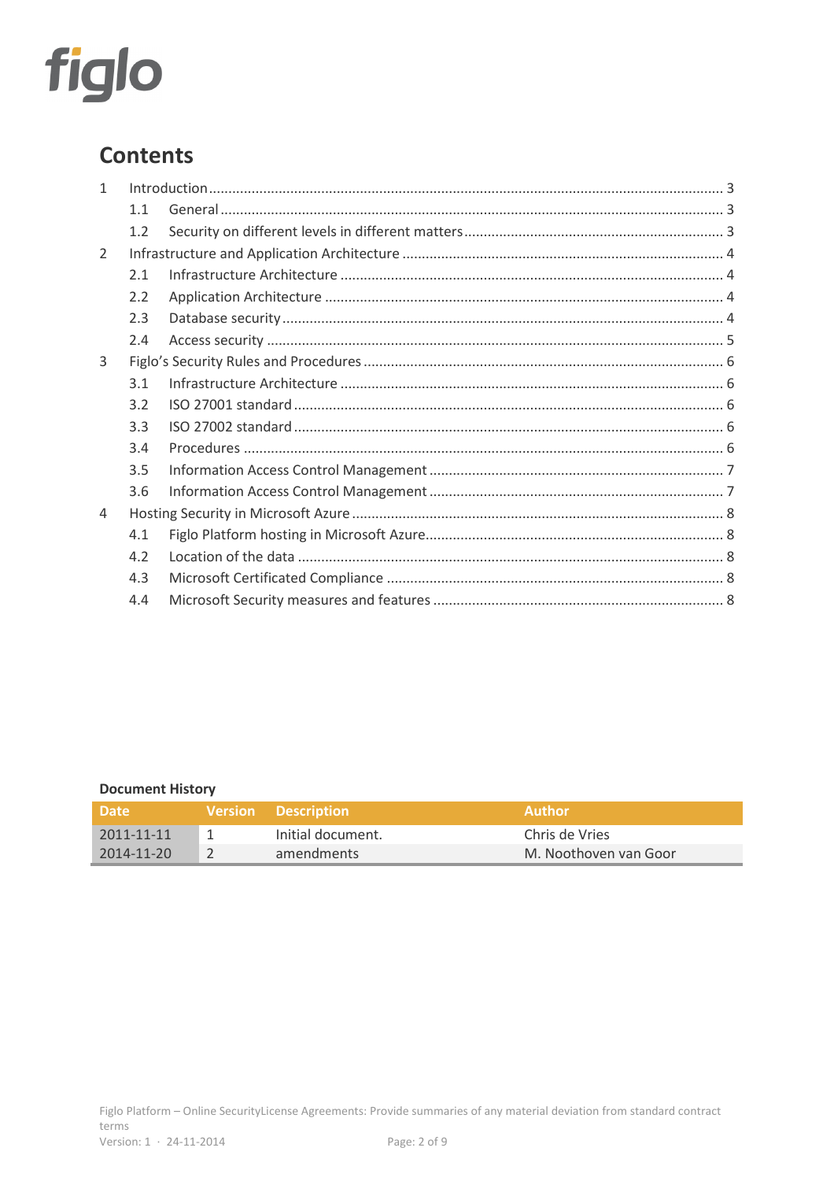figlo

# Contents

1 Introduction ..... 3
  1.1 General ..... 3
  1.2 Security on different levels in different matters ..... 3
2 Infrastructure and Application Architecture ..... 4
  2.1 Infrastructure Architecture ..... 4
  2.2 Application Architecture ..... 4
  2.3 Database security ..... 4
  2.4 Access security ..... 5
3 Figlo's Security Rules and Procedures ..... 6
  3.1 Infrastructure Architecture ..... 6
  3.2 ISO 27001 standard ..... 6
  3.3 ISO 27002 standard ..... 6
  3.4 Procedures ..... 6
  3.5 Information Access Control Management ..... 7
  3.6 Information Access Control Management ..... 7
4 Hosting Security in Microsoft Azure ..... 8
  4.1 Figlo Platform hosting in Microsoft Azure ..... 8
  4.2 Location of the data ..... 8
  4.3 Microsoft Certificated Compliance ..... 8
  4.4 Microsoft Security measures and features ..... 8

**Document History**

| Date | Version | Description | Author |
|---|---|---|---|
| 2011-11-11 | 1 | Initial document. | Chris de Vries |
| 2014-11-20 | 2 | amendments | M. Noothoven van Goor |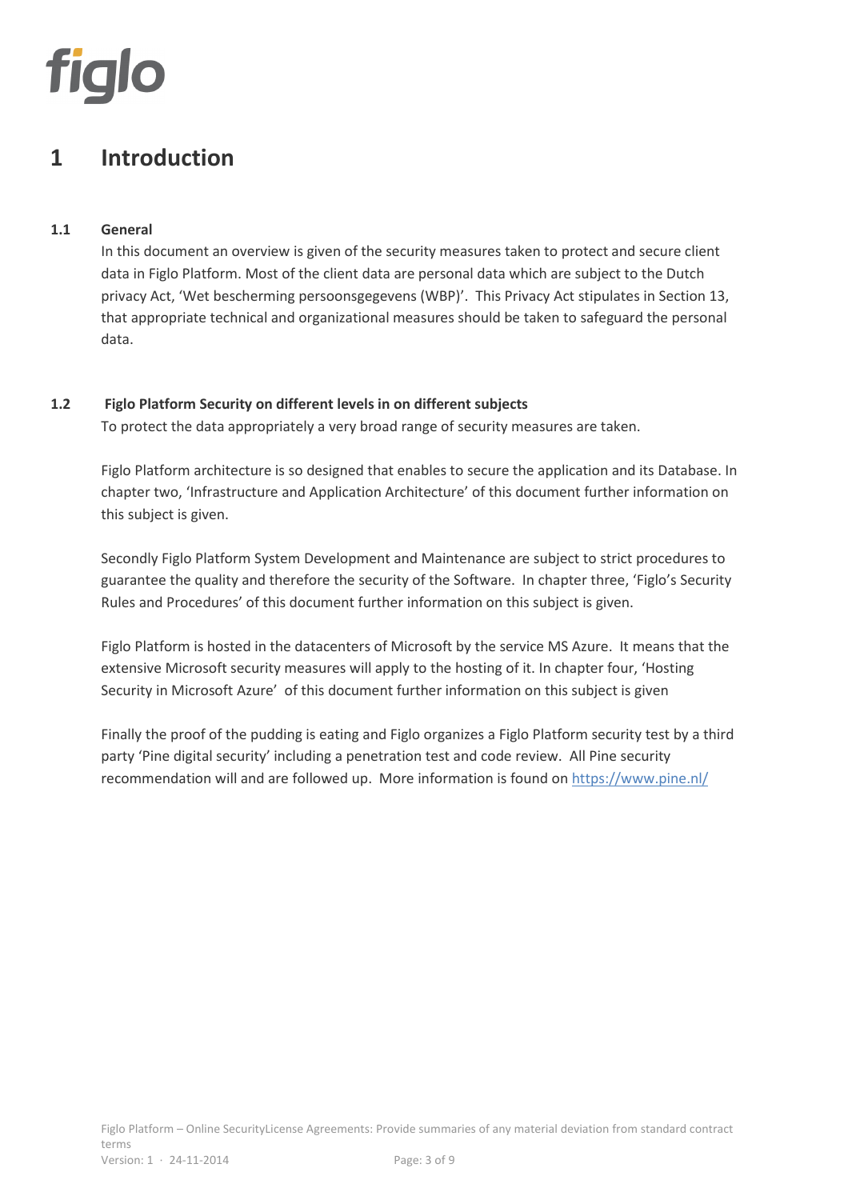# 1 Introduction

## 1.1 General

In this document an overview is given of the security measures taken to protect and secure client data in Figlo Platform. Most of the client data are personal data which are subject to the Dutch privacy Act, 'Wet bescherming persoonsgegevens (WBP)'. This Privacy Act stipulates in Section 13, that appropriate technical and organizational measures should be taken to safeguard the personal data.

## 1.2 Figlo Platform Security on different levels in on different subjects

To protect the data appropriately a very broad range of security measures are taken.

Figlo Platform architecture is so designed that enables to secure the application and its Database. In chapter two, 'Infrastructure and Application Architecture' of this document further information on this subject is given.

Secondly Figlo Platform System Development and Maintenance are subject to strict procedures to guarantee the quality and therefore the security of the Software. In chapter three, 'Figlo's Security Rules and Procedures' of this document further information on this subject is given.

Figlo Platform is hosted in the datacenters of Microsoft by the service MS Azure. It means that the extensive Microsoft security measures will apply to the hosting of it. In chapter four, 'Hosting Security in Microsoft Azure' of this document further information on this subject is given

Finally the proof of the pudding is eating and Figlo organizes a Figlo Platform security test by a third party 'Pine digital security' including a penetration test and code review. All Pine security recommendation will and are followed up. More information is found on [https://www.pine.nl/](https://www.pine.nl/)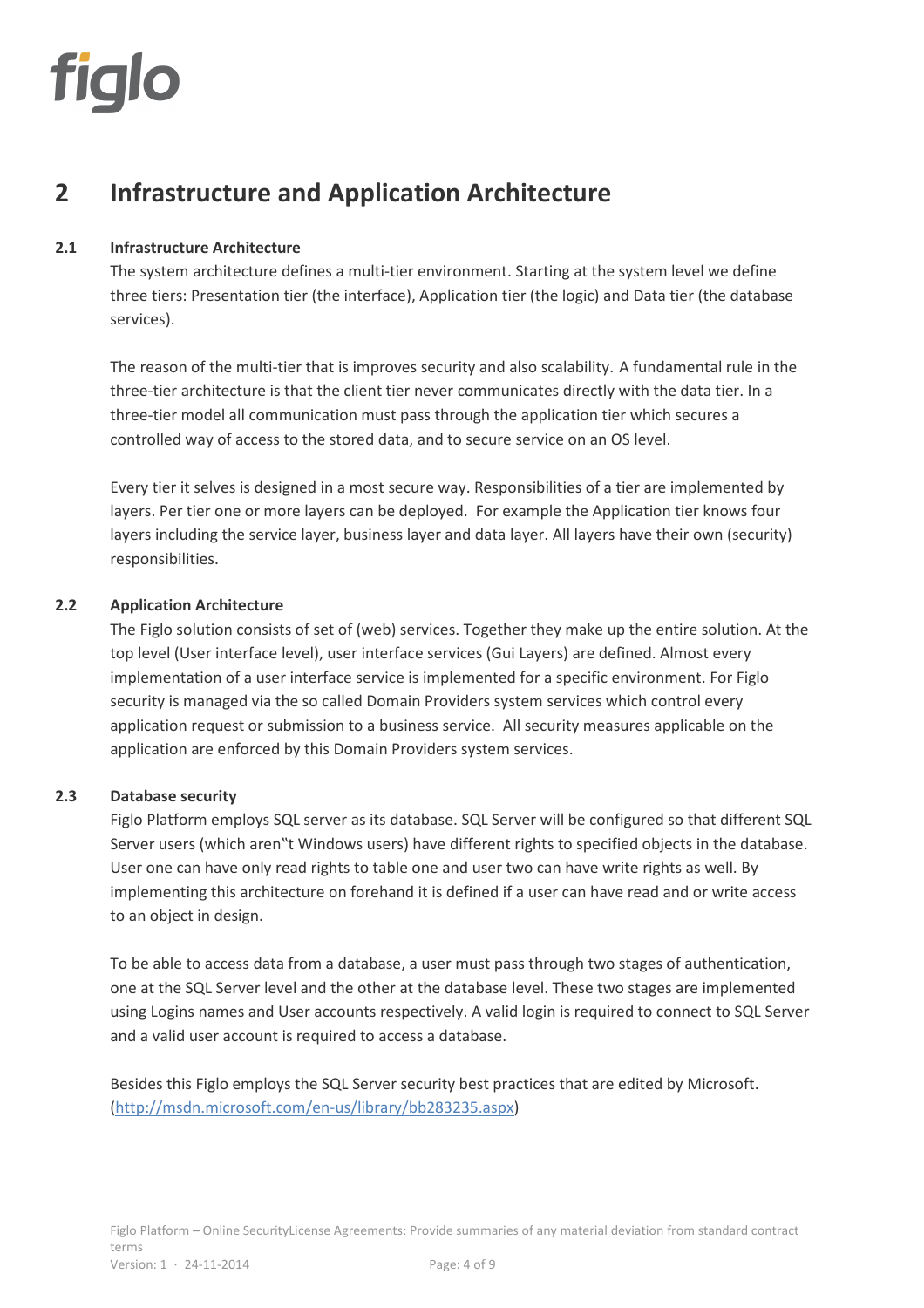# 2 Infrastructure and Application Architecture

## 2.1 Infrastructure Architecture

The system architecture defines a multi-tier environment. Starting at the system level we define three tiers: Presentation tier (the interface), Application tier (the logic) and Data tier (the database services).

The reason of the multi-tier that is improves security and also scalability. A fundamental rule in the three-tier architecture is that the client tier never communicates directly with the data tier. In a three-tier model all communication must pass through the application tier which secures a controlled way of access to the stored data, and to secure service on an OS level.

Every tier it selves is designed in a most secure way. Responsibilities of a tier are implemented by layers. Per tier one or more layers can be deployed. For example the Application tier knows four layers including the service layer, business layer and data layer. All layers have their own (security) responsibilities.

## 2.2 Application Architecture

The Figlo solution consists of set of (web) services. Together they make up the entire solution. At the top level (User interface level), user interface services (Gui Layers) are defined. Almost every implementation of a user interface service is implemented for a specific environment. For Figlo security is managed via the so called Domain Providers system services which control every application request or submission to a business service. All security measures applicable on the application are enforced by this Domain Providers system services.

## 2.3 Database security

Figlo Platform employs SQL server as its database. SQL Server will be configured so that different SQL Server users (which aren‟t Windows users) have different rights to specified objects in the database. User one can have only read rights to table one and user two can have write rights as well. By implementing this architecture on forehand it is defined if a user can have read and or write access to an object in design.

To be able to access data from a database, a user must pass through two stages of authentication, one at the SQL Server level and the other at the database level. These two stages are implemented using Logins names and User accounts respectively. A valid login is required to connect to SQL Server and a valid user account is required to access a database.

Besides this Figlo employs the SQL Server security best practices that are edited by Microsoft. (http://msdn.microsoft.com/en-us/library/bb283235.aspx)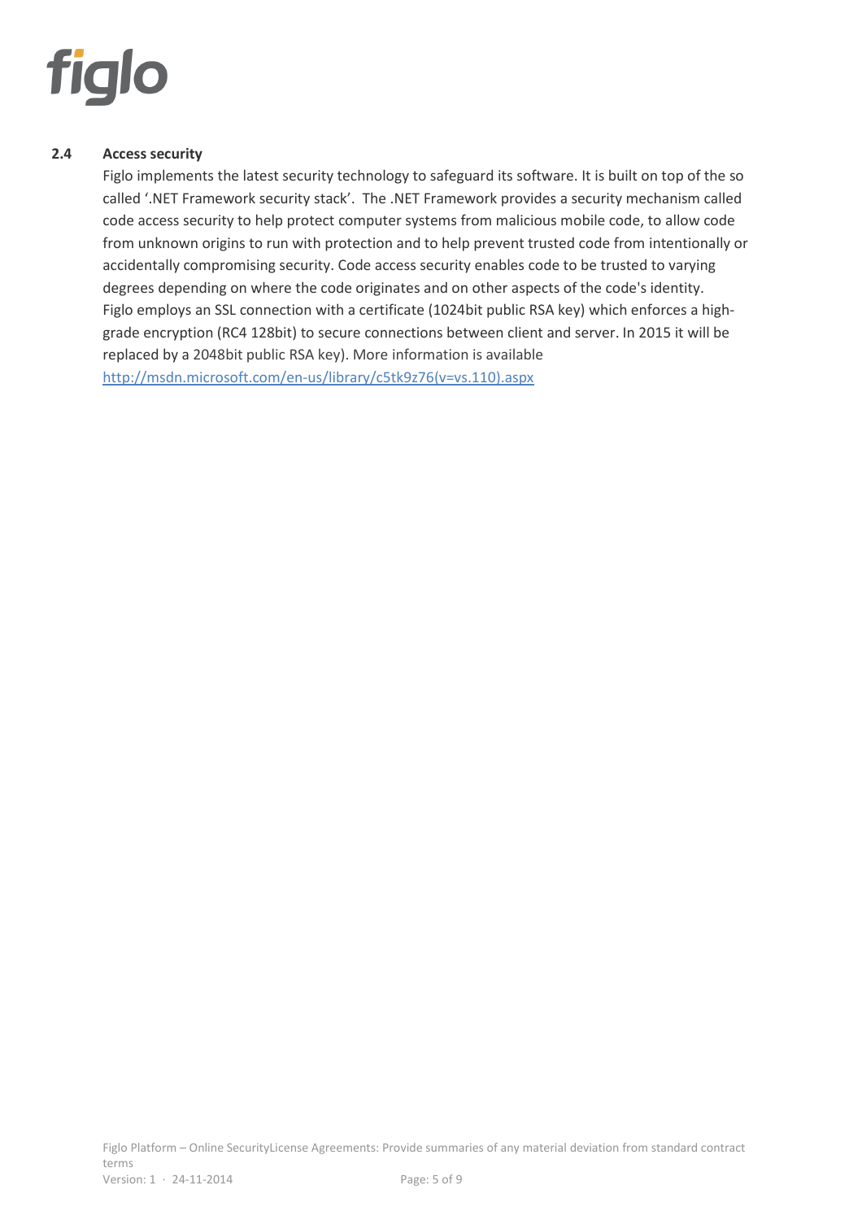### 2.4 Access security

Figlo implements the latest security technology to safeguard its software. It is built on top of the so called '.NET Framework security stack'. The .NET Framework provides a security mechanism called code access security to help protect computer systems from malicious mobile code, to allow code from unknown origins to run with protection and to help prevent trusted code from intentionally or accidentally compromising security. Code access security enables code to be trusted to varying degrees depending on where the code originates and on other aspects of the code's identity.
Figlo employs an SSL connection with a certificate (1024bit public RSA key) which enforces a high-grade encryption (RC4 128bit) to secure connections between client and server. In 2015 it will be replaced by a 2048bit public RSA key). More information is available
[http://msdn.microsoft.com/en-us/library/c5tk9z76(v=vs.110).aspx](http://msdn.microsoft.com/en-us/library/c5tk9z76(v=vs.110).aspx)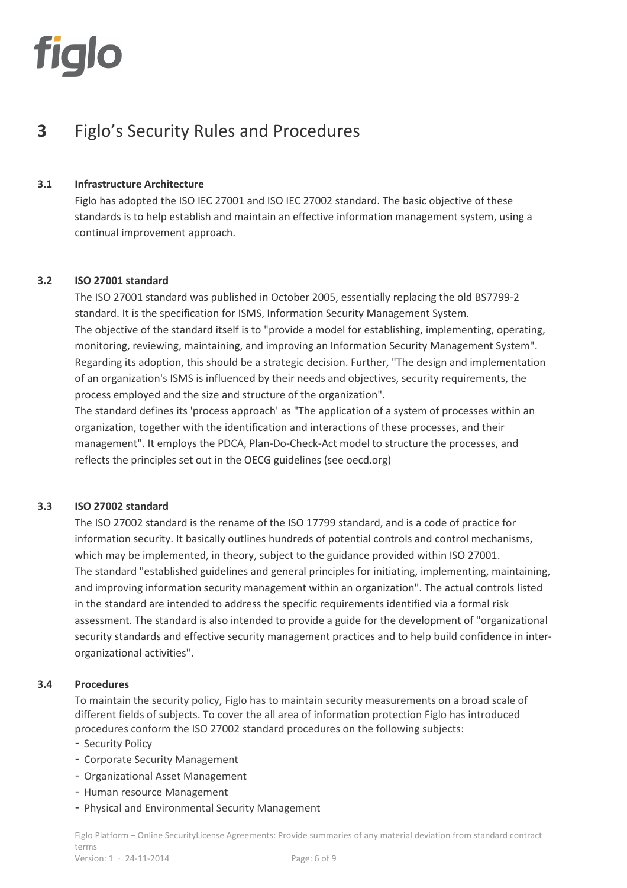# **3** Figlo's Security Rules and Procedures

### 3.1 Infrastructure Architecture

Figlo has adopted the ISO IEC 27001 and ISO IEC 27002 standard. The basic objective of these standards is to help establish and maintain an effective information management system, using a continual improvement approach.

### 3.2 ISO 27001 standard

The ISO 27001 standard was published in October 2005, essentially replacing the old BS7799-2 standard. It is the specification for ISMS, Information Security Management System.
The objective of the standard itself is to "provide a model for establishing, implementing, operating, monitoring, reviewing, maintaining, and improving an Information Security Management System". Regarding its adoption, this should be a strategic decision. Further, "The design and implementation of an organization's ISMS is influenced by their needs and objectives, security requirements, the process employed and the size and structure of the organization".
The standard defines its 'process approach' as "The application of a system of processes within an organization, together with the identification and interactions of these processes, and their management". It employs the PDCA, Plan-Do-Check-Act model to structure the processes, and reflects the principles set out in the OECG guidelines (see oecd.org)

### 3.3 ISO 27002 standard

The ISO 27002 standard is the rename of the ISO 17799 standard, and is a code of practice for information security. It basically outlines hundreds of potential controls and control mechanisms, which may be implemented, in theory, subject to the guidance provided within ISO 27001.
The standard "established guidelines and general principles for initiating, implementing, maintaining, and improving information security management within an organization". The actual controls listed in the standard are intended to address the specific requirements identified via a formal risk assessment. The standard is also intended to provide a guide for the development of "organizational security standards and effective security management practices and to help build confidence in inter-organizational activities".

### 3.4 Procedures

To maintain the security policy, Figlo has to maintain security measurements on a broad scale of different fields of subjects. To cover the all area of information protection Figlo has introduced procedures conform the ISO 27002 standard procedures on the following subjects:

- Security Policy
- Corporate Security Management
- Organizational Asset Management
- Human resource Management
- Physical and Environmental Security Management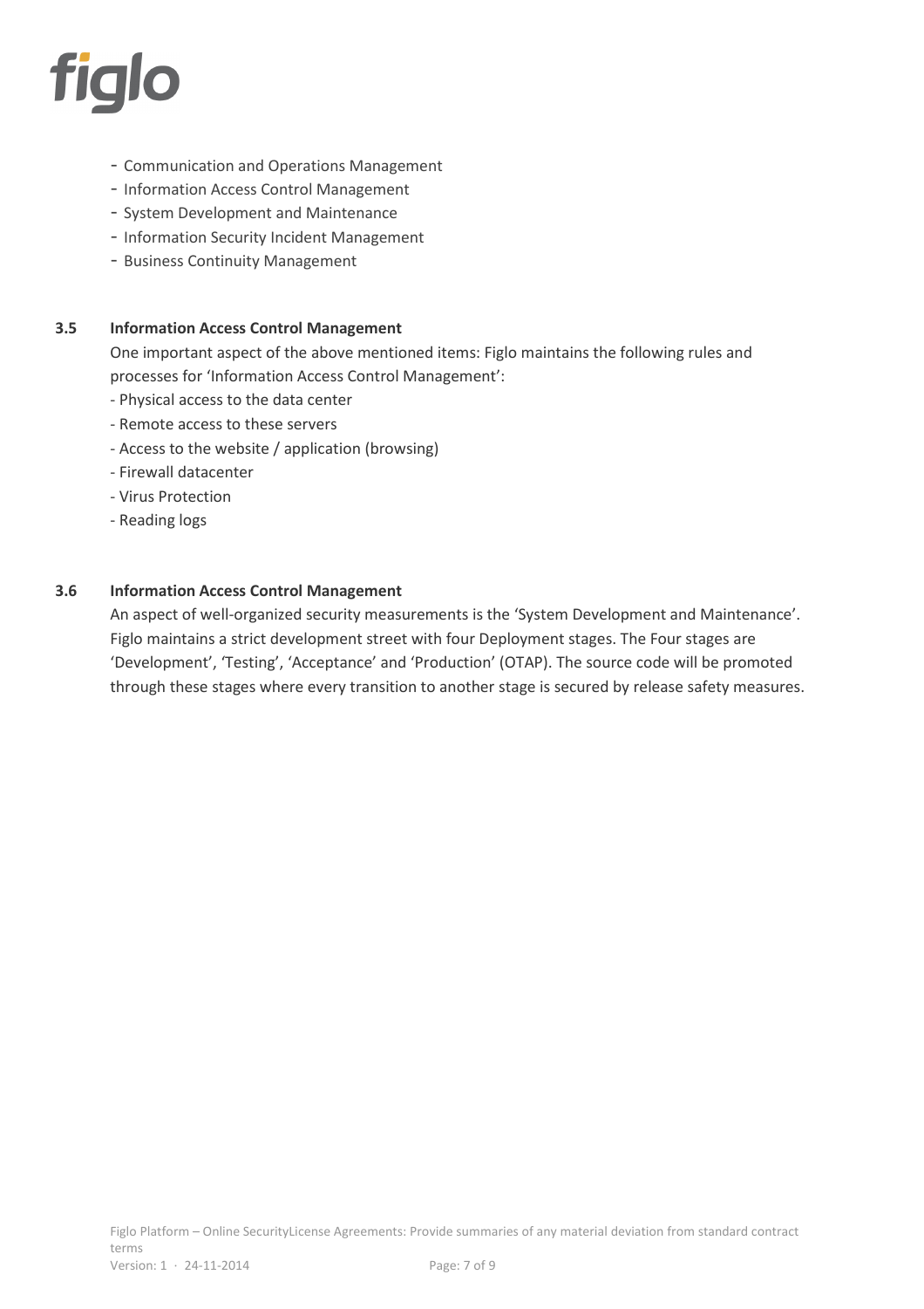- Communication and Operations Management
- Information Access Control Management
- System Development and Maintenance
- Information Security Incident Management
- Business Continuity Management

### 3.5 Information Access Control Management

One important aspect of the above mentioned items: Figlo maintains the following rules and processes for 'Information Access Control Management':

- Physical access to the data center
- Remote access to these servers
- Access to the website / application (browsing)
- Firewall datacenter
- Virus Protection
- Reading logs

### 3.6 Information Access Control Management

An aspect of well-organized security measurements is the 'System Development and Maintenance'. Figlo maintains a strict development street with four Deployment stages. The Four stages are 'Development', 'Testing', 'Acceptance' and 'Production' (OTAP). The source code will be promoted through these stages where every transition to another stage is secured by release safety measures.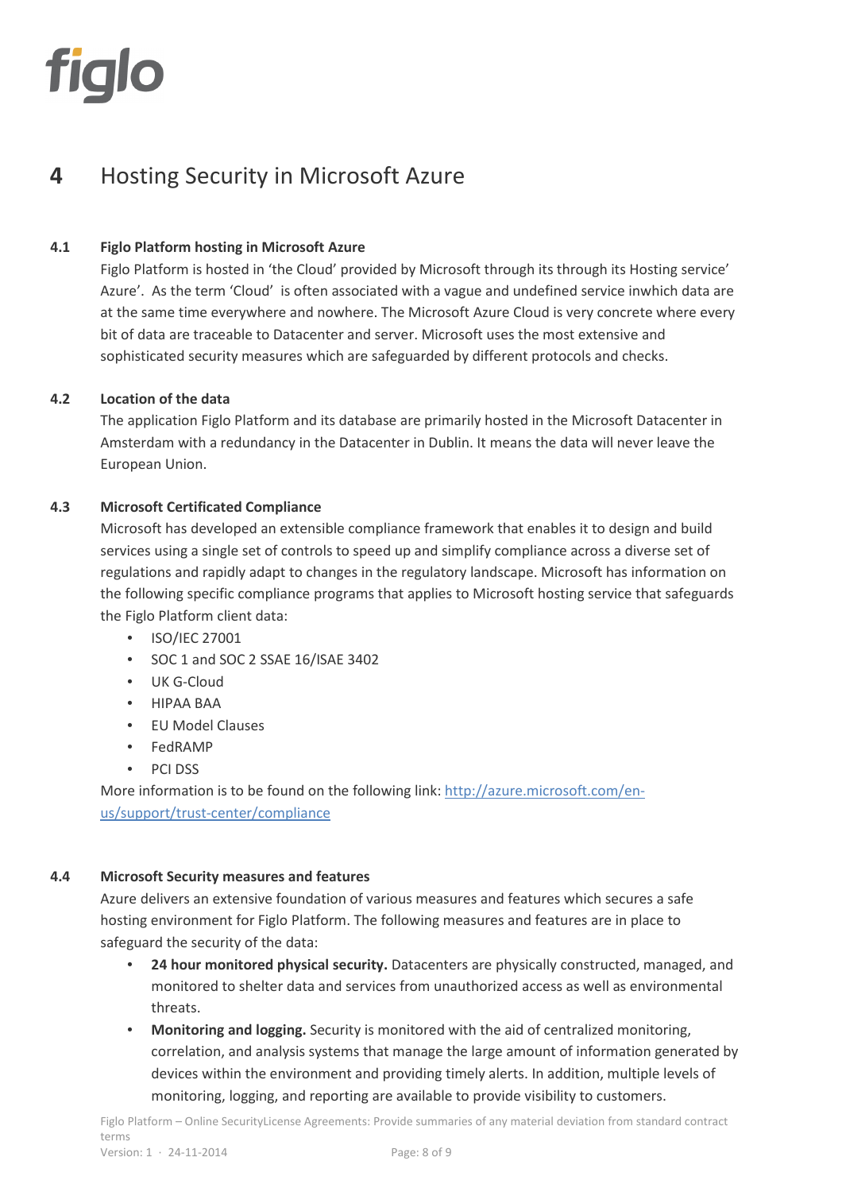# 4 Hosting Security in Microsoft Azure

### 4.1 Figlo Platform hosting in Microsoft Azure

Figlo Platform is hosted in 'the Cloud' provided by Microsoft through its through its Hosting service' Azure'. As the term 'Cloud' is often associated with a vague and undefined service inwhich data are at the same time everywhere and nowhere. The Microsoft Azure Cloud is very concrete where every bit of data are traceable to Datacenter and server. Microsoft uses the most extensive and sophisticated security measures which are safeguarded by different protocols and checks.

### 4.2 Location of the data

The application Figlo Platform and its database are primarily hosted in the Microsoft Datacenter in Amsterdam with a redundancy in the Datacenter in Dublin. It means the data will never leave the European Union.

### 4.3 Microsoft Certificated Compliance

Microsoft has developed an extensible compliance framework that enables it to design and build services using a single set of controls to speed up and simplify compliance across a diverse set of regulations and rapidly adapt to changes in the regulatory landscape. Microsoft has information on the following specific compliance programs that applies to Microsoft hosting service that safeguards the Figlo Platform client data:

- ISO/IEC 27001
- SOC 1 and SOC 2 SSAE 16/ISAE 3402
- UK G-Cloud
- HIPAA BAA
- EU Model Clauses
- FedRAMP
- PCI DSS

More information is to be found on the following link: [http://azure.microsoft.com/en-us/support/trust-center/compliance](http://azure.microsoft.com/en-us/support/trust-center/compliance)

### 4.4 Microsoft Security measures and features

Azure delivers an extensive foundation of various measures and features which secures a safe hosting environment for Figlo Platform. The following measures and features are in place to safeguard the security of the data:

- **24 hour monitored physical security.** Datacenters are physically constructed, managed, and monitored to shelter data and services from unauthorized access as well as environmental threats.
- **Monitoring and logging.** Security is monitored with the aid of centralized monitoring, correlation, and analysis systems that manage the large amount of information generated by devices within the environment and providing timely alerts. In addition, multiple levels of monitoring, logging, and reporting are available to provide visibility to customers.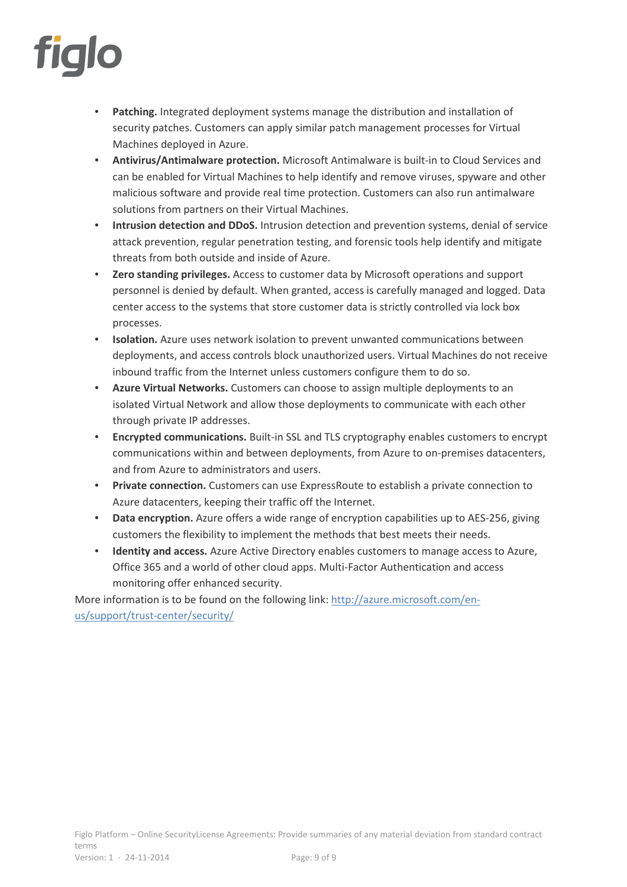- **Patching.** Integrated deployment systems manage the distribution and installation of security patches. Customers can apply similar patch management processes for Virtual Machines deployed in Azure.
- **Antivirus/Antimalware protection.** Microsoft Antimalware is built-in to Cloud Services and can be enabled for Virtual Machines to help identify and remove viruses, spyware and other malicious software and provide real time protection. Customers can also run antimalware solutions from partners on their Virtual Machines.
- **Intrusion detection and DDoS.** Intrusion detection and prevention systems, denial of service attack prevention, regular penetration testing, and forensic tools help identify and mitigate threats from both outside and inside of Azure.
- **Zero standing privileges.** Access to customer data by Microsoft operations and support personnel is denied by default. When granted, access is carefully managed and logged. Data center access to the systems that store customer data is strictly controlled via lock box processes.
- **Isolation.** Azure uses network isolation to prevent unwanted communications between deployments, and access controls block unauthorized users. Virtual Machines do not receive inbound traffic from the Internet unless customers configure them to do so.
- **Azure Virtual Networks.** Customers can choose to assign multiple deployments to an isolated Virtual Network and allow those deployments to communicate with each other through private IP addresses.
- **Encrypted communications.** Built-in SSL and TLS cryptography enables customers to encrypt communications within and between deployments, from Azure to on-premises datacenters, and from Azure to administrators and users.
- **Private connection.** Customers can use ExpressRoute to establish a private connection to Azure datacenters, keeping their traffic off the Internet.
- **Data encryption.** Azure offers a wide range of encryption capabilities up to AES-256, giving customers the flexibility to implement the methods that best meets their needs.
- **Identity and access.** Azure Active Directory enables customers to manage access to Azure, Office 365 and a world of other cloud apps. Multi-Factor Authentication and access monitoring offer enhanced security.

More information is to be found on the following link: [http://azure.microsoft.com/en-us/support/trust-center/security/](http://azure.microsoft.com/en-us/support/trust-center/security/)